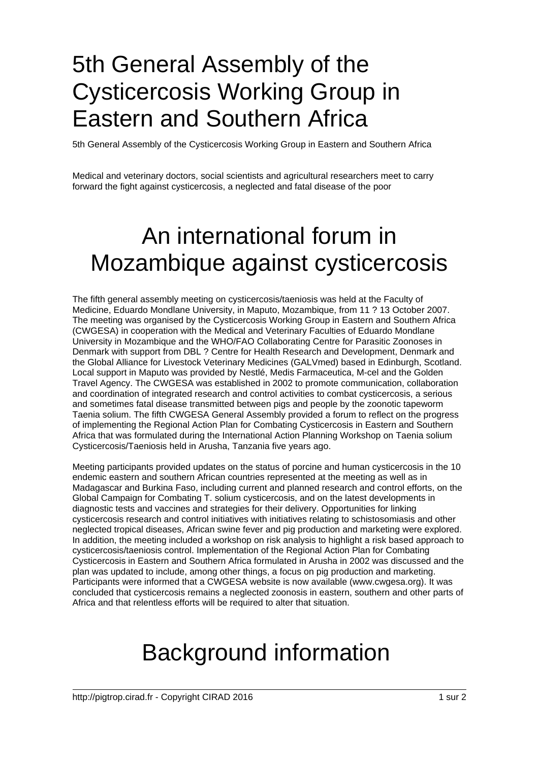# 5th General Assembly of the Cysticercosis Working Group in Eastern and Southern Africa

5th General Assembly of the Cysticercosis Working Group in Eastern and Southern Africa

Medical and veterinary doctors, social scientists and agricultural researchers meet to carry forward the fight against cysticercosis, a neglected and fatal disease of the poor

## An international forum in Mozambique against cysticercosis

The fifth general assembly meeting on cysticercosis/taeniosis was held at the Faculty of Medicine, Eduardo Mondlane University, in Maputo, Mozambique, from 11 ? 13 October 2007. The meeting was organised by the Cysticercosis Working Group in Eastern and Southern Africa (CWGESA) in cooperation with the Medical and Veterinary Faculties of Eduardo Mondlane University in Mozambique and the WHO/FAO Collaborating Centre for Parasitic Zoonoses in Denmark with support from DBL ? Centre for Health Research and Development, Denmark and the Global Alliance for Livestock Veterinary Medicines (GALVmed) based in Edinburgh, Scotland. Local support in Maputo was provided by Nestlé, Medis Farmaceutica, M-cel and the Golden Travel Agency. The CWGESA was established in 2002 to promote communication, collaboration and coordination of integrated research and control activities to combat cysticercosis, a serious and sometimes fatal disease transmitted between pigs and people by the zoonotic tapeworm Taenia solium. The fifth CWGESA General Assembly provided a forum to reflect on the progress of implementing the Regional Action Plan for Combating Cysticercosis in Eastern and Southern Africa that was formulated during the International Action Planning Workshop on Taenia solium Cysticercosis/Taeniosis held in Arusha, Tanzania five years ago.

Meeting participants provided updates on the status of porcine and human cysticercosis in the 10 endemic eastern and southern African countries represented at the meeting as well as in Madagascar and Burkina Faso, including current and planned research and control efforts, on the Global Campaign for Combating T. solium cysticercosis, and on the latest developments in diagnostic tests and vaccines and strategies for their delivery. Opportunities for linking cysticercosis research and control initiatives with initiatives relating to schistosomiasis and other neglected tropical diseases, African swine fever and pig production and marketing were explored. In addition, the meeting included a workshop on risk analysis to highlight a risk based approach to cysticercosis/taeniosis control. Implementation of the Regional Action Plan for Combating Cysticercosis in Eastern and Southern Africa formulated in Arusha in 2002 was discussed and the plan was updated to include, among other things, a focus on pig production and marketing. Participants were informed that a CWGESA website is now available (www.cwgesa.org). It was concluded that cysticercosis remains a neglected zoonosis in eastern, southern and other parts of Africa and that relentless efforts will be required to alter that situation.

## Background information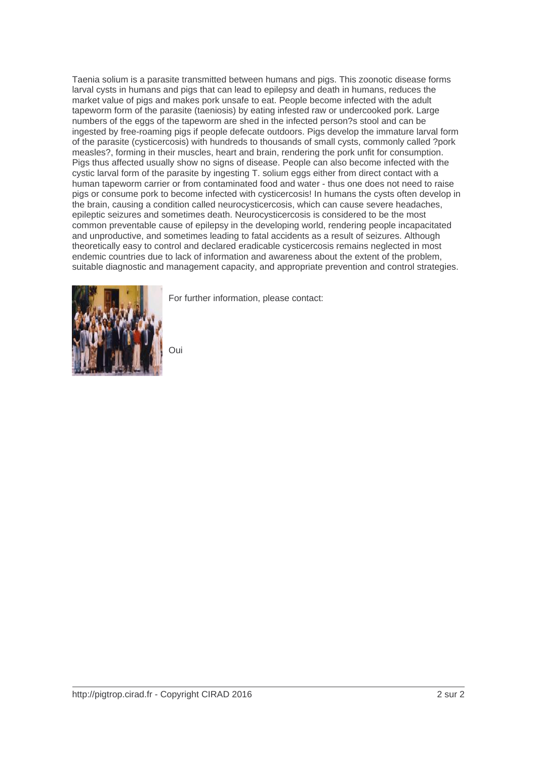Taenia solium is a parasite transmitted between humans and pigs. This zoonotic disease forms larval cysts in humans and pigs that can lead to epilepsy and death in humans, reduces the market value of pigs and makes pork unsafe to eat. People become infected with the adult tapeworm form of the parasite (taeniosis) by eating infested raw or undercooked pork. Large numbers of the eggs of the tapeworm are shed in the infected person?s stool and can be ingested by free-roaming pigs if people defecate outdoors. Pigs develop the immature larval form of the parasite (cysticercosis) with hundreds to thousands of small cysts, commonly called ?pork measles?, forming in their muscles, heart and brain, rendering the pork unfit for consumption. Pigs thus affected usually show no signs of disease. People can also become infected with the cystic larval form of the parasite by ingesting T. solium eggs either from direct contact with a human tapeworm carrier or from contaminated food and water - thus one does not need to raise pigs or consume pork to become infected with cysticercosis! In humans the cysts often develop in the brain, causing a condition called neurocysticercosis, which can cause severe headaches, epileptic seizures and sometimes death. Neurocysticercosis is considered to be the most common preventable cause of epilepsy in the developing world, rendering people incapacitated and unproductive, and sometimes leading to fatal accidents as a result of seizures. Although theoretically easy to control and declared eradicable cysticercosis remains neglected in most endemic countries due to lack of information and awareness about the extent of the problem, suitable diagnostic and management capacity, and appropriate prevention and control strategies.

For further information, please contact:

Oui